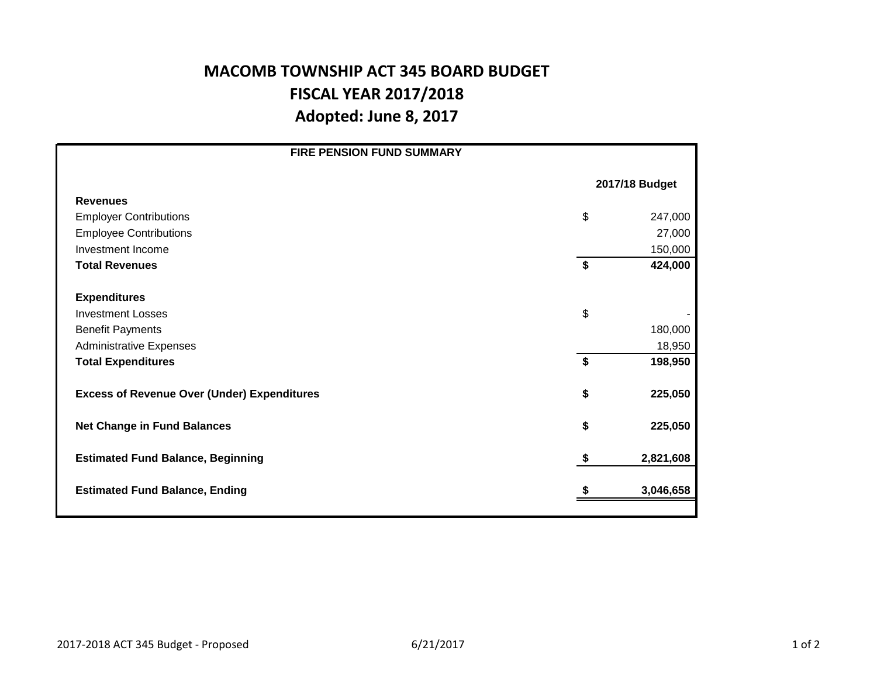# MACOMB TOWNSHIP ACT 345 BOARD BUDGET

## FISCAL YEAR 2017/2018

## Adopted: June 8, 2017

| FIRE PENSION FUND SUMMARY | | |
|---|---|---|
| | | **2017/18 Budget** |
| **Revenues** | | |
| Employer Contributions | $ | 247,000 |
| Employee Contributions | | 27,000 |
| Investment Income | | 150,000 |
| **Total Revenues** | **$** | **424,000** |
| | | |
| **Expenditures** | | |
| Investment Losses | $ | - |
| Benefit Payments | | 180,000 |
| Administrative Expenses | | 18,950 |
| **Total Expenditures** | **$** | **198,950** |
| | | |
| **Excess of Revenue Over (Under) Expenditures** | **$** | **225,050** |
| | | |
| **Net Change in Fund Balances** | **$** | **225,050** |
| | | |
| **Estimated Fund Balance, Beginning** | **$** | **2,821,608** |
| | | |
| **Estimated Fund Balance, Ending** | **$** | **3,046,658** |

2017-2018 ACT 345 Budget - Proposed

6/21/2017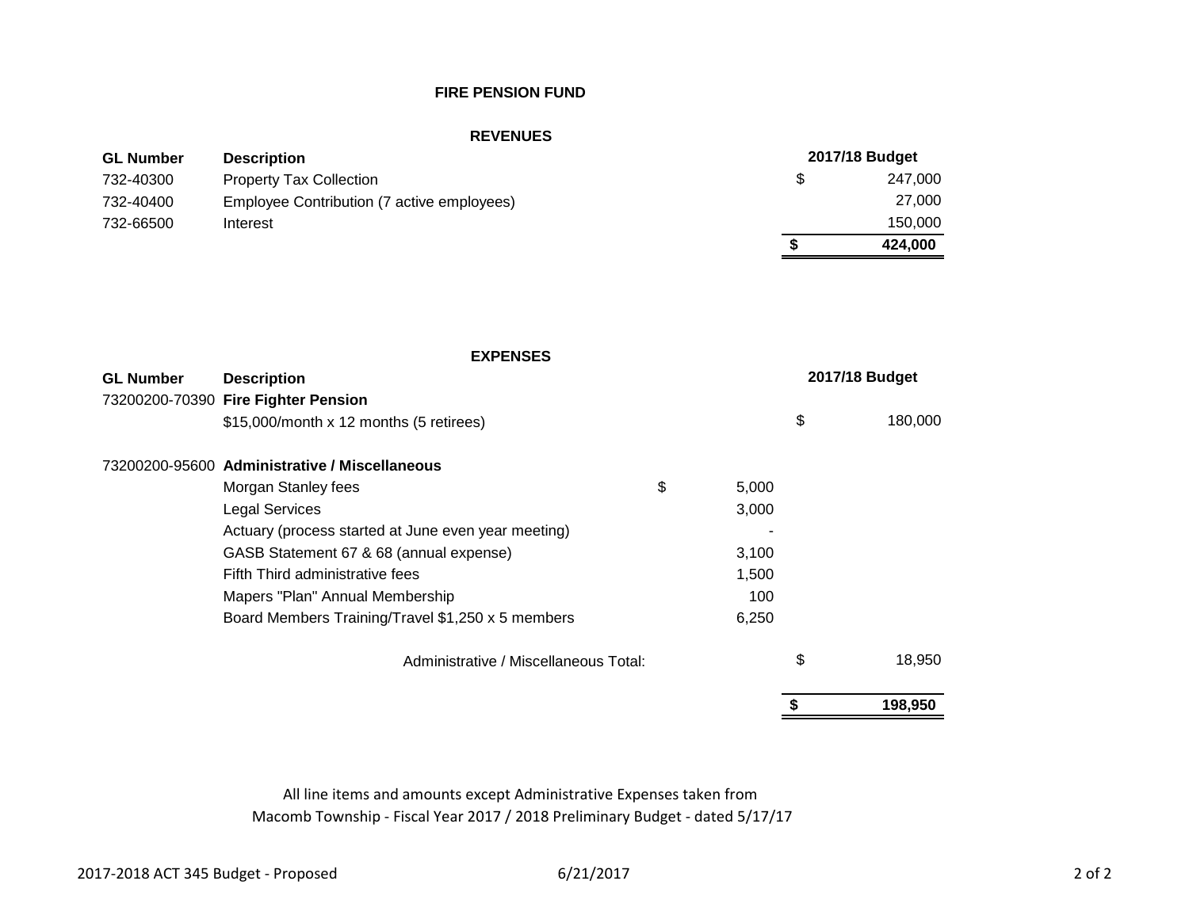## FIRE PENSION FUND

### REVENUES

| GL Number | Description | | 2017/18 Budget |
|---|---|---|---|
| 732-40300 | Property Tax Collection | $ | 247,000 |
| 732-40400 | Employee Contribution (7 active employees) | | 27,000 |
| 732-66500 | Interest | | 150,000 |
| | | **$** | **424,000** |

### EXPENSES

| GL Number | Description | | | | 2017/18 Budget |
|---|---|---|---|---|---|
| 73200200-70390 | **Fire Fighter Pension** | | | | |
| | $15,000/month x 12 months (5 retirees) | | | $ | 180,000 |
| 73200200-95600 | **Administrative / Miscellaneous** | | | | |
| | Morgan Stanley fees | $ | 5,000 | | |
| | Legal Services | | 3,000 | | |
| | Actuary (process started at June even year meeting) | | - | | |
| | GASB Statement 67 & 68 (annual expense) | | 3,100 | | |
| | Fifth Third administrative fees | | 1,500 | | |
| | Mapers "Plan" Annual Membership | | 100 | | |
| | Board Members Training/Travel $1,250 x 5 members | | 6,250 | | |
| | Administrative / Miscellaneous Total: | | | $ | 18,950 |
| | | | | **$** | **198,950** |

All line items and amounts except Administrative Expenses taken from
Macomb Township - Fiscal Year 2017 / 2018 Preliminary Budget - dated 5/17/17